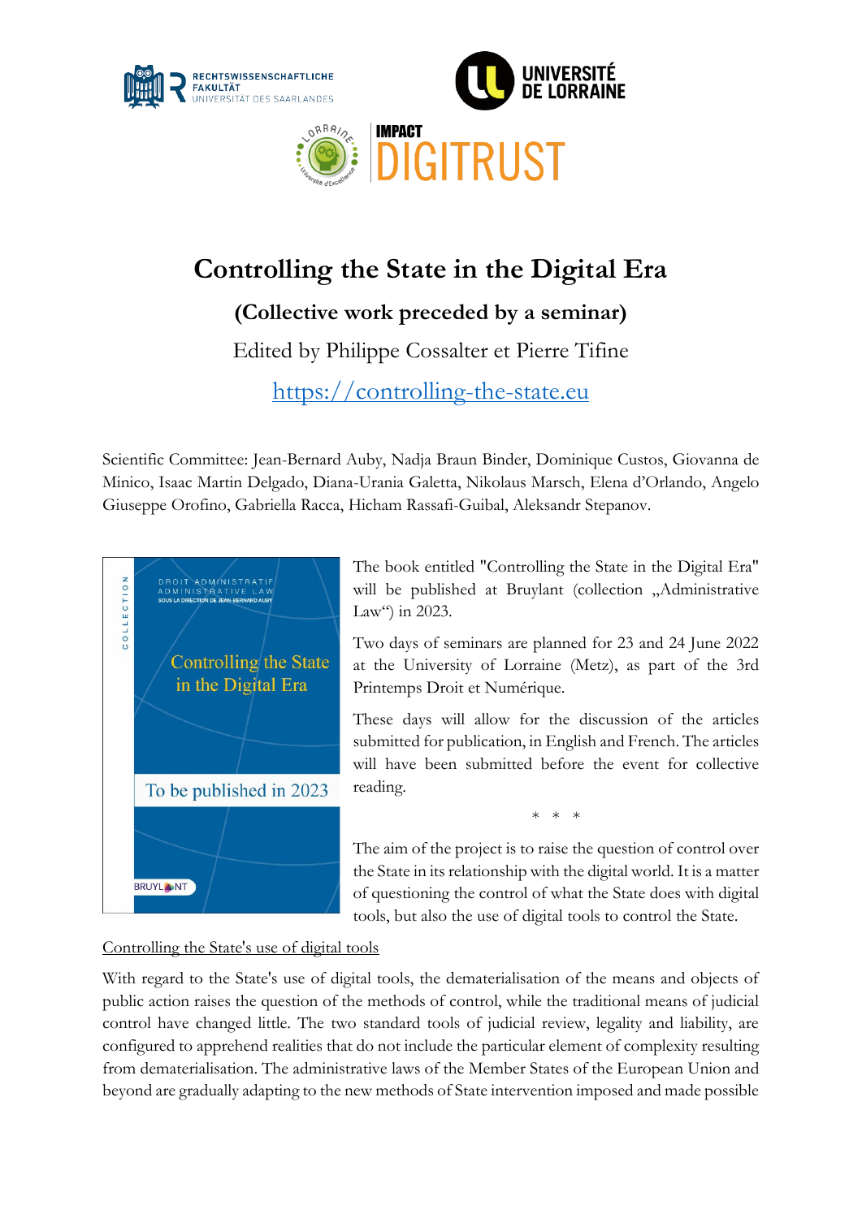# Controlling the State in the Digital Era

## (Collective work preceded by a seminar)

Edited by Philippe Cossalter et Pierre Tifine

[https://controlling-the-state.eu](https://controlling-the-state.eu)

Scientific Committee: Jean-Bernard Auby, Nadja Braun Binder, Dominique Custos, Giovanna de Minico, Isaac Martin Delgado, Diana-Urania Galetta, Nikolaus Marsch, Elena d'Orlando, Angelo Giuseppe Orofino, Gabriella Racca, Hicham Rassafi-Guibal, Aleksandr Stepanov.

The book entitled "Controlling the State in the Digital Era" will be published at Bruylant (collection „Administrative Law") in 2023.

Two days of seminars are planned for 23 and 24 June 2022 at the University of Lorraine (Metz), as part of the 3rd Printemps Droit et Numérique.

These days will allow for the discussion of the articles submitted for publication, in English and French. The articles will have been submitted before the event for collective reading.

\* \* \*

The aim of the project is to raise the question of control over the State in its relationship with the digital world. It is a matter of questioning the control of what the State does with digital tools, but also the use of digital tools to control the State.

Controlling the State's use of digital tools

With regard to the State's use of digital tools, the dematerialisation of the means and objects of public action raises the question of the methods of control, while the traditional means of judicial control have changed little. The two standard tools of judicial review, legality and liability, are configured to apprehend realities that do not include the particular element of complexity resulting from dematerialisation. The administrative laws of the Member States of the European Union and beyond are gradually adapting to the new methods of State intervention imposed and made possible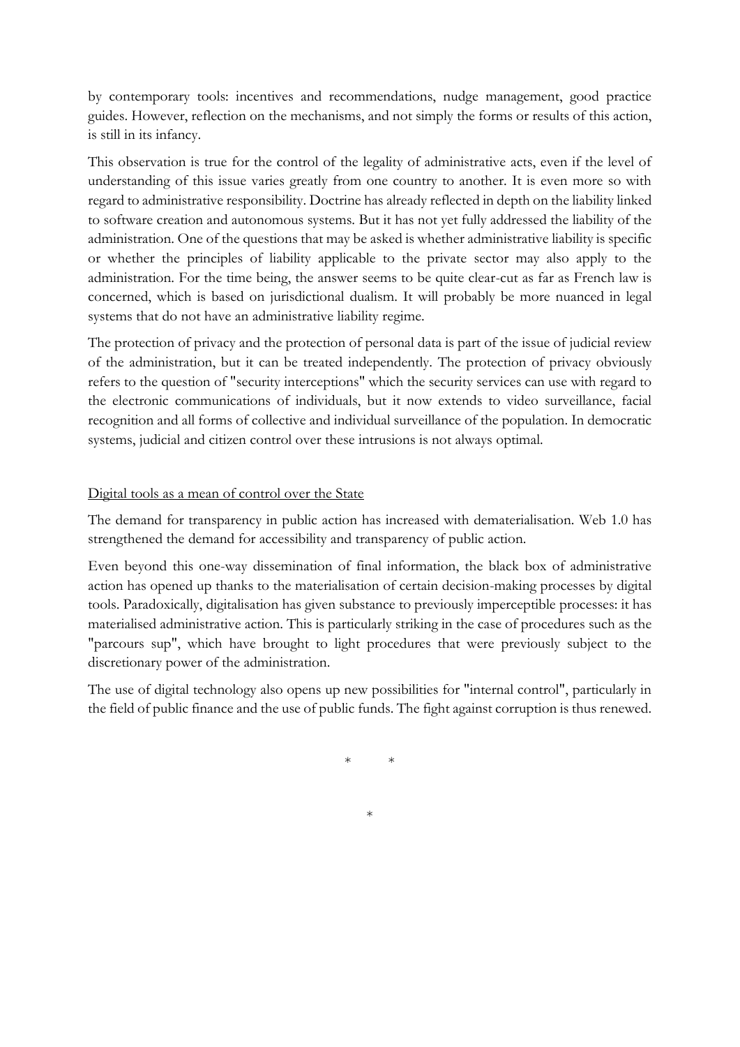by contemporary tools: incentives and recommendations, nudge management, good practice guides. However, reflection on the mechanisms, and not simply the forms or results of this action, is still in its infancy.

This observation is true for the control of the legality of administrative acts, even if the level of understanding of this issue varies greatly from one country to another. It is even more so with regard to administrative responsibility. Doctrine has already reflected in depth on the liability linked to software creation and autonomous systems. But it has not yet fully addressed the liability of the administration. One of the questions that may be asked is whether administrative liability is specific or whether the principles of liability applicable to the private sector may also apply to the administration. For the time being, the answer seems to be quite clear-cut as far as French law is concerned, which is based on jurisdictional dualism. It will probably be more nuanced in legal systems that do not have an administrative liability regime.

The protection of privacy and the protection of personal data is part of the issue of judicial review of the administration, but it can be treated independently. The protection of privacy obviously refers to the question of "security interceptions" which the security services can use with regard to the electronic communications of individuals, but it now extends to video surveillance, facial recognition and all forms of collective and individual surveillance of the population. In democratic systems, judicial and citizen control over these intrusions is not always optimal.

<u>Digital tools as a mean of control over the State</u>

The demand for transparency in public action has increased with dematerialisation. Web 1.0 has strengthened the demand for accessibility and transparency of public action.

Even beyond this one-way dissemination of final information, the black box of administrative action has opened up thanks to the materialisation of certain decision-making processes by digital tools. Paradoxically, digitalisation has given substance to previously imperceptible processes: it has materialised administrative action. This is particularly striking in the case of procedures such as the "parcours sup", which have brought to light procedures that were previously subject to the discretionary power of the administration.

The use of digital technology also opens up new possibilities for "internal control", particularly in the field of public finance and the use of public funds. The fight against corruption is thus renewed.

\* \*

\*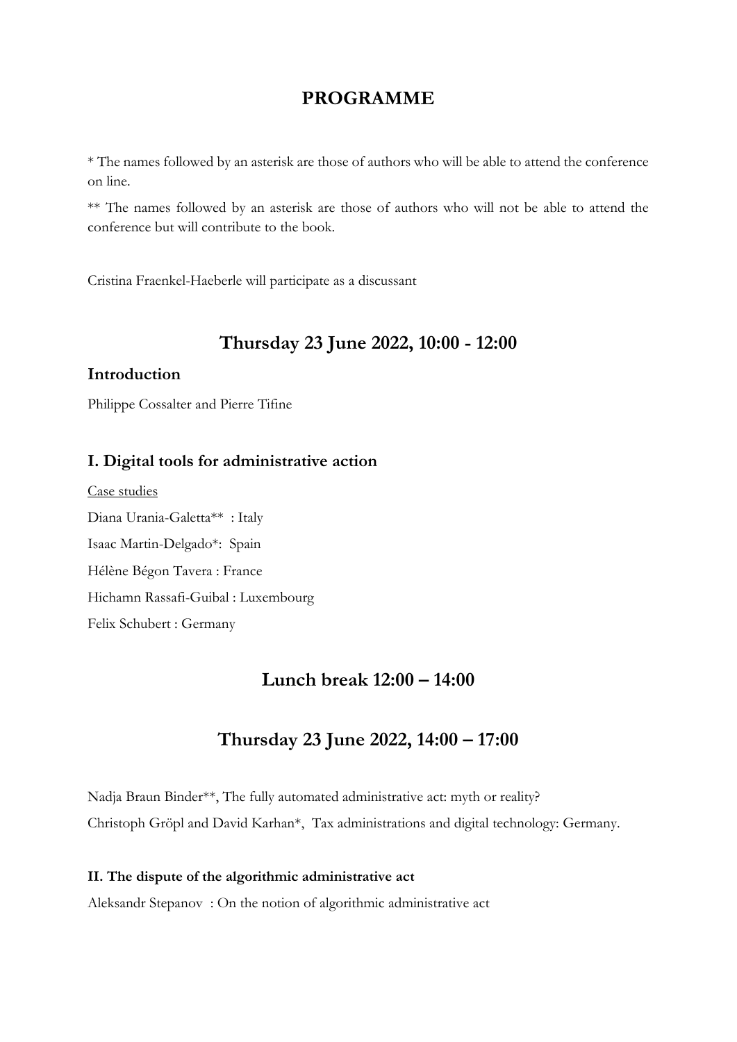# PROGRAMME

* The names followed by an asterisk are those of authors who will be able to attend the conference on line.

** The names followed by an asterisk are those of authors who will not be able to attend the conference but will contribute to the book.

Cristina Fraenkel-Haeberle will participate as a discussant

## Thursday 23 June 2022, 10:00 - 12:00

### Introduction

Philippe Cossalter and Pierre Tifine

### I. Digital tools for administrative action

<u>Case studies</u>

Diana Urania-Galetta** : Italy

Isaac Martin-Delgado*: Spain

Hélène Bégon Tavera : France

Hichamn Rassafi-Guibal : Luxembourg

Felix Schubert : Germany

## Lunch break 12:00 – 14:00

## Thursday 23 June 2022, 14:00 – 17:00

Nadja Braun Binder**, The fully automated administrative act: myth or reality?

Christoph Gröpl and David Karhan*, Tax administrations and digital technology: Germany.

**II. The dispute of the algorithmic administrative act**

Aleksandr Stepanov : On the notion of algorithmic administrative act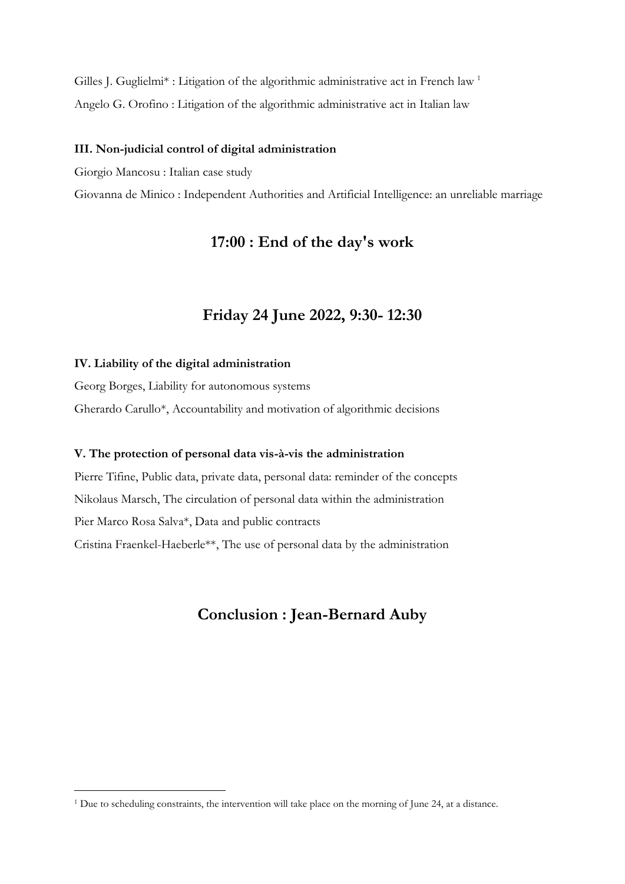Gilles J. Guglielmi* : Litigation of the algorithmic administrative act in French law [1]

Angelo G. Orofino : Litigation of the algorithmic administrative act in Italian law

**III. Non-judicial control of digital administration**

Giorgio Mancosu : Italian case study

Giovanna de Minico : Independent Authorities and Artificial Intelligence: an unreliable marriage

## 17:00 : End of the day's work

## Friday 24 June 2022, 9:30- 12:30

**IV. Liability of the digital administration**

Georg Borges, Liability for autonomous systems

Gherardo Carullo*, Accountability and motivation of algorithmic decisions

**V. The protection of personal data vis-à-vis the administration**

Pierre Tifine, Public data, private data, personal data: reminder of the concepts

Nikolaus Marsch, The circulation of personal data within the administration

Pier Marco Rosa Salva*, Data and public contracts

Cristina Fraenkel-Haeberle**, The use of personal data by the administration

## Conclusion : Jean-Bernard Auby

---

[1] Due to scheduling constraints, the intervention will take place on the morning of June 24, at a distance.